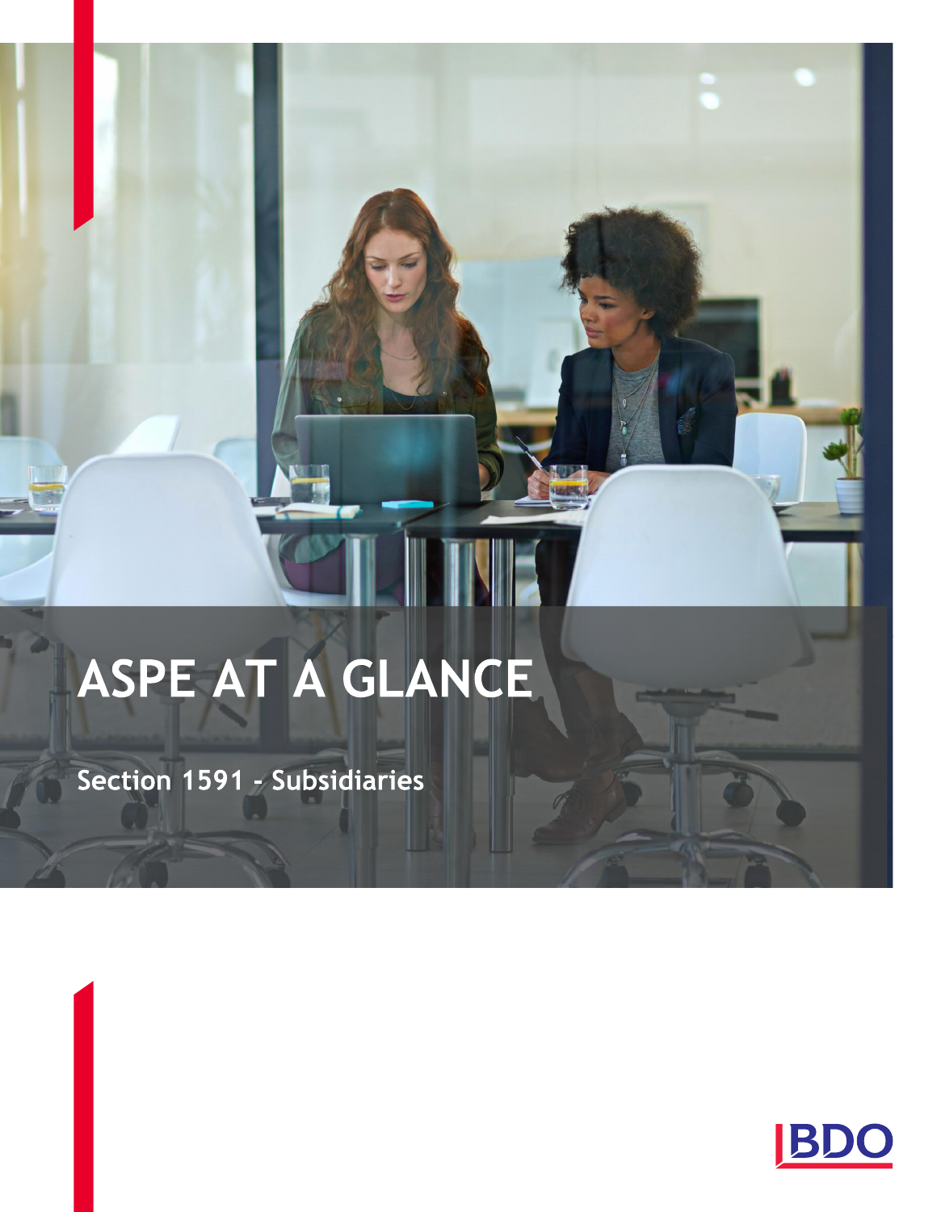# ASPE AT A GLANCE

## Section 1591 - Subsidiaries

BDO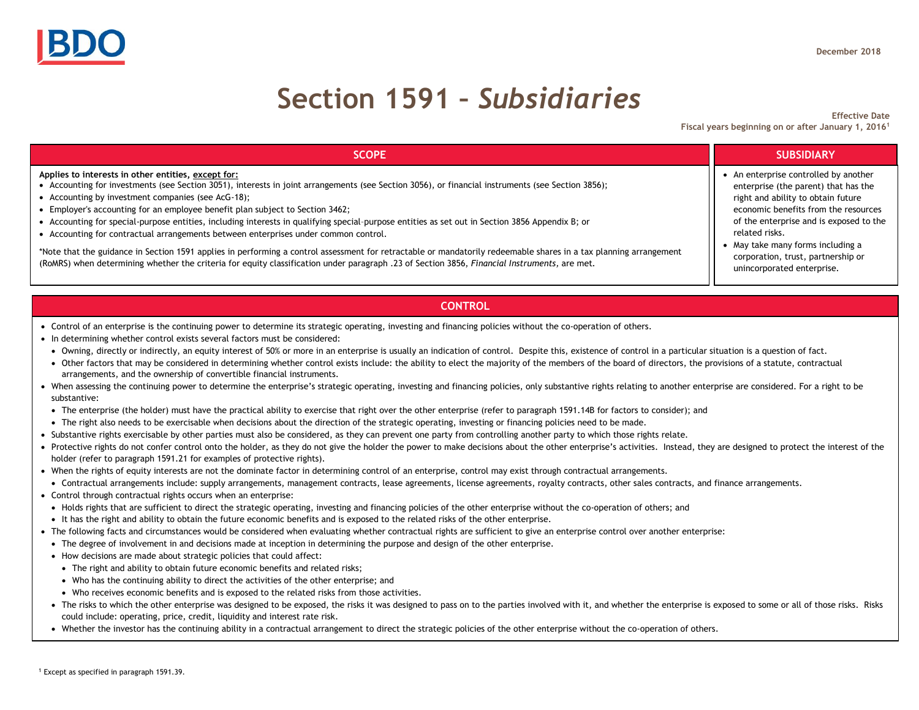December 2018

# Section 1591 – *Subsidiaries*

**Effective Date**
**Fiscal years beginning on or after January 1, 2016[1]**

## SCOPE

**Applies to interests in other entities, <u>except for:</u>**

- Accounting for investments (see Section 3051), interests in joint arrangements (see Section 3056), or financial instruments (see Section 3856);
- Accounting by investment companies (see AcG-18);
- Employer's accounting for an employee benefit plan subject to Section 3462;
- Accounting for special-purpose entities, including interests in qualifying special-purpose entities as set out in Section 3856 Appendix B; or
- Accounting for contractual arrangements between enterprises under common control.

*Note that the guidance in Section 1591 applies in performing a control assessment for retractable or mandatorily redeemable shares in a tax planning arrangement (RoMRS) when determining whether the criteria for equity classification under paragraph .23 of Section 3856, *Financial Instruments*, are met.

## SUBSIDIARY

- An enterprise controlled by another enterprise (the parent) that has the right and ability to obtain future economic benefits from the resources of the enterprise and is exposed to the related risks.
- May take many forms including a corporation, trust, partnership or unincorporated enterprise.

## CONTROL

- Control of an enterprise is the continuing power to determine its strategic operating, investing and financing policies without the co-operation of others.
- In determining whether control exists several factors must be considered:
  - Owning, directly or indirectly, an equity interest of 50% or more in an enterprise is usually an indication of control. Despite this, existence of control in a particular situation is a question of fact.
  - Other factors that may be considered in determining whether control exists include: the ability to elect the majority of the members of the board of directors, the provisions of a statute, contractual arrangements, and the ownership of convertible financial instruments.
- When assessing the continuing power to determine the enterprise's strategic operating, investing and financing policies, only substantive rights relating to another enterprise are considered. For a right to be substantive:
  - The enterprise (the holder) must have the practical ability to exercise that right over the other enterprise (refer to paragraph 1591.14B for factors to consider); and
  - The right also needs to be exercisable when decisions about the direction of the strategic operating, investing or financing policies need to be made.
- Substantive rights exercisable by other parties must also be considered, as they can prevent one party from controlling another party to which those rights relate.
- Protective rights do not confer control onto the holder, as they do not give the holder the power to make decisions about the other enterprise's activities. Instead, they are designed to protect the interest of the holder (refer to paragraph 1591.21 for examples of protective rights).
- When the rights of equity interests are not the dominate factor in determining control of an enterprise, control may exist through contractual arrangements.
  - Contractual arrangements include: supply arrangements, management contracts, lease agreements, license agreements, royalty contracts, other sales contracts, and finance arrangements.
- Control through contractual rights occurs when an enterprise:
  - Holds rights that are sufficient to direct the strategic operating, investing and financing policies of the other enterprise without the co-operation of others; and
  - It has the right and ability to obtain the future economic benefits and is exposed to the related risks of the other enterprise.
- The following facts and circumstances would be considered when evaluating whether contractual rights are sufficient to give an enterprise control over another enterprise:
  - The degree of involvement in and decisions made at inception in determining the purpose and design of the other enterprise.
  - How decisions are made about strategic policies that could affect:
    - The right and ability to obtain future economic benefits and related risks;
    - Who has the continuing ability to direct the activities of the other enterprise; and
    - Who receives economic benefits and is exposed to the related risks from those activities.
  - The risks to which the other enterprise was designed to be exposed, the risks it was designed to pass on to the parties involved with it, and whether the enterprise is exposed to some or all of those risks. Risks could include: operating, price, credit, liquidity and interest rate risk.
  - Whether the investor has the continuing ability in a contractual arrangement to direct the strategic policies of the other enterprise without the co-operation of others.

[1] Except as specified in paragraph 1591.39.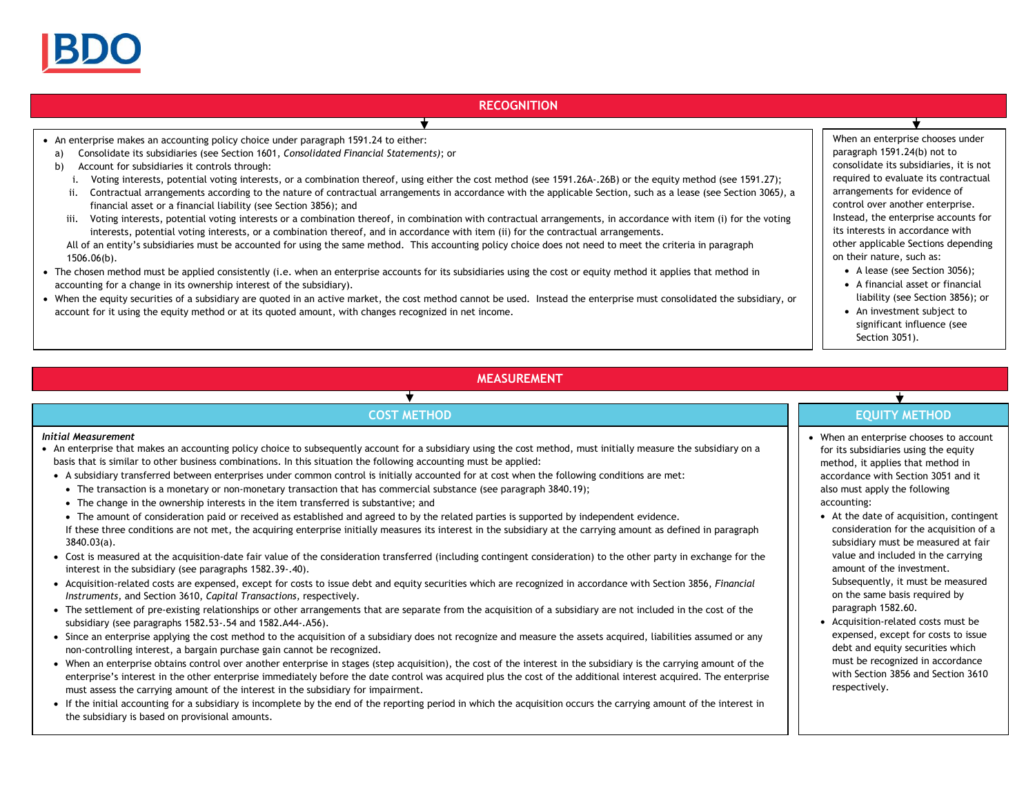## RECOGNITION

- An enterprise makes an accounting policy choice under paragraph 1591.24 to either:
  a) Consolidate its subsidiaries (see Section 1601, *Consolidated Financial Statements*); or
  b) Account for subsidiaries it controls through:
     i. Voting interests, potential voting interests, or a combination thereof, using either the cost method (see 1591.26A-.26B) or the equity method (see 1591.27);
     ii. Contractual arrangements according to the nature of contractual arrangements in accordance with the applicable Section, such as a lease (see Section 3065), a financial asset or a financial liability (see Section 3856); and
     iii. Voting interests, potential voting interests or a combination thereof, in combination with contractual arrangements, in accordance with item (i) for the voting interests, potential voting interests, or a combination thereof, and in accordance with item (ii) for the contractual arrangements.

  All of an entity's subsidiaries must be accounted for using the same method. This accounting policy choice does not need to meet the criteria in paragraph 1506.06(b).
- The chosen method must be applied consistently (i.e. when an enterprise accounts for its subsidiaries using the cost or equity method it applies that method in accounting for a change in its ownership interest of the subsidiary).
- When the equity securities of a subsidiary are quoted in an active market, the cost method cannot be used. Instead the enterprise must consolidated the subsidiary, or account for it using the equity method or at its quoted amount, with changes recognized in net income.

When an enterprise chooses under paragraph 1591.24(b) not to consolidate its subsidiaries, it is not required to evaluate its contractual arrangements for evidence of control over another enterprise. Instead, the enterprise accounts for its interests in accordance with other applicable Sections depending on their nature, such as:

- A lease (see Section 3056);
- A financial asset or financial liability (see Section 3856); or
- An investment subject to significant influence (see Section 3051).

## MEASUREMENT

### COST METHOD

*Initial Measurement*

- An enterprise that makes an accounting policy choice to subsequently account for a subsidiary using the cost method, must initially measure the subsidiary on a basis that is similar to other business combinations. In this situation the following accounting must be applied:
  - A subsidiary transferred between enterprises under common control is initially accounted for at cost when the following conditions are met:
    - The transaction is a monetary or non-monetary transaction that has commercial substance (see paragraph 3840.19);
    - The change in the ownership interests in the item transferred is substantive; and
    - The amount of consideration paid or received as established and agreed to by the related parties is supported by independent evidence.

    If these three conditions are not met, the acquiring enterprise initially measures its interest in the subsidiary at the carrying amount as defined in paragraph 3840.03(a).
  - Cost is measured at the acquisition-date fair value of the consideration transferred (including contingent consideration) to the other party in exchange for the interest in the subsidiary (see paragraphs 1582.39-.40).
  - Acquisition-related costs are expensed, except for costs to issue debt and equity securities which are recognized in accordance with Section 3856, *Financial Instruments*, and Section 3610, *Capital Transactions*, respectively.
  - The settlement of pre-existing relationships or other arrangements that are separate from the acquisition of a subsidiary are not included in the cost of the subsidiary (see paragraphs 1582.53-.54 and 1582.A44-.A56).
  - Since an enterprise applying the cost method to the acquisition of a subsidiary does not recognize and measure the assets acquired, liabilities assumed or any non-controlling interest, a bargain purchase gain cannot be recognized.
  - When an enterprise obtains control over another enterprise in stages (step acquisition), the cost of the interest in the subsidiary is the carrying amount of the enterprise's interest in the other enterprise immediately before the date control was acquired plus the cost of the additional interest acquired. The enterprise must assess the carrying amount of the interest in the subsidiary for impairment.
  - If the initial accounting for a subsidiary is incomplete by the end of the reporting period in which the acquisition occurs the carrying amount of the interest in the subsidiary is based on provisional amounts.

### EQUITY METHOD

- When an enterprise chooses to account for its subsidiaries using the equity method, it applies that method in accordance with Section 3051 and it also must apply the following accounting:
  - At the date of acquisition, contingent consideration for the acquisition of a subsidiary must be measured at fair value and included in the carrying amount of the investment. Subsequently, it must be measured on the same basis required by paragraph 1582.60.
  - Acquisition-related costs must be expensed, except for costs to issue debt and equity securities which must be recognized in accordance with Section 3856 and Section 3610 respectively.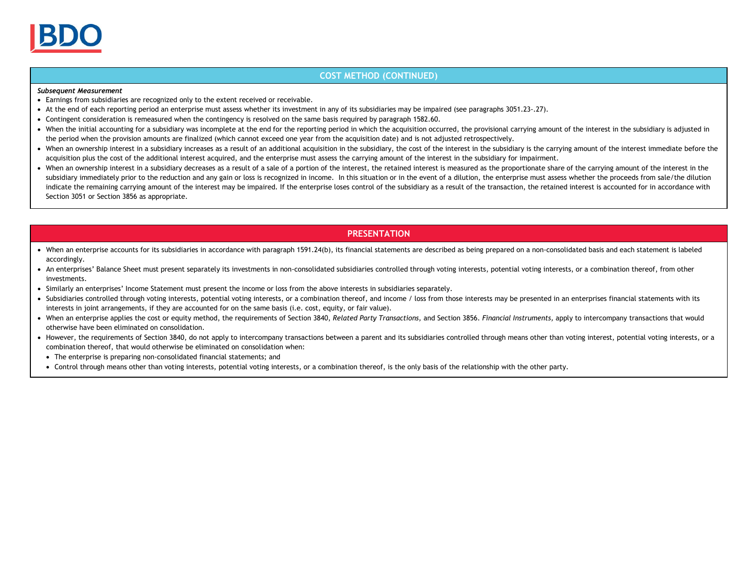## COST METHOD (CONTINUED)

***Subsequent Measurement***

- Earnings from subsidiaries are recognized only to the extent received or receivable.
- At the end of each reporting period an enterprise must assess whether its investment in any of its subsidiaries may be impaired (see paragraphs 3051.23-.27).
- Contingent consideration is remeasured when the contingency is resolved on the same basis required by paragraph 1582.60.
- When the initial accounting for a subsidiary was incomplete at the end for the reporting period in which the acquisition occurred, the provisional carrying amount of the interest in the subsidiary is adjusted in the period when the provision amounts are finalized (which cannot exceed one year from the acquisition date) and is not adjusted retrospectively.
- When an ownership interest in a subsidiary increases as a result of an additional acquisition in the subsidiary, the cost of the interest in the subsidiary is the carrying amount of the interest immediate before the acquisition plus the cost of the additional interest acquired, and the enterprise must assess the carrying amount of the interest in the subsidiary for impairment.
- When an ownership interest in a subsidiary decreases as a result of a sale of a portion of the interest, the retained interest is measured as the proportionate share of the carrying amount of the interest in the subsidiary immediately prior to the reduction and any gain or loss is recognized in income. In this situation or in the event of a dilution, the enterprise must assess whether the proceeds from sale/the dilution indicate the remaining carrying amount of the interest may be impaired. If the enterprise loses control of the subsidiary as a result of the transaction, the retained interest is accounted for in accordance with Section 3051 or Section 3856 as appropriate.

## PRESENTATION

- When an enterprise accounts for its subsidiaries in accordance with paragraph 1591.24(b), its financial statements are described as being prepared on a non-consolidated basis and each statement is labeled accordingly.
- An enterprises' Balance Sheet must present separately its investments in non-consolidated subsidiaries controlled through voting interests, potential voting interests, or a combination thereof, from other investments.
- Similarly an enterprises' Income Statement must present the income or loss from the above interests in subsidiaries separately.
- Subsidiaries controlled through voting interests, potential voting interests, or a combination thereof, and income / loss from those interests may be presented in an enterprises financial statements with its interests in joint arrangements, if they are accounted for on the same basis (i.e. cost, equity, or fair value).
- When an enterprise applies the cost or equity method, the requirements of Section 3840, *Related Party Transactions*, and Section 3856. *Financial Instruments*, apply to intercompany transactions that would otherwise have been eliminated on consolidation.
- However, the requirements of Section 3840, do not apply to intercompany transactions between a parent and its subsidiaries controlled through means other than voting interest, potential voting interests, or a combination thereof, that would otherwise be eliminated on consolidation when:
  - The enterprise is preparing non-consolidated financial statements; and
  - Control through means other than voting interests, potential voting interests, or a combination thereof, is the only basis of the relationship with the other party.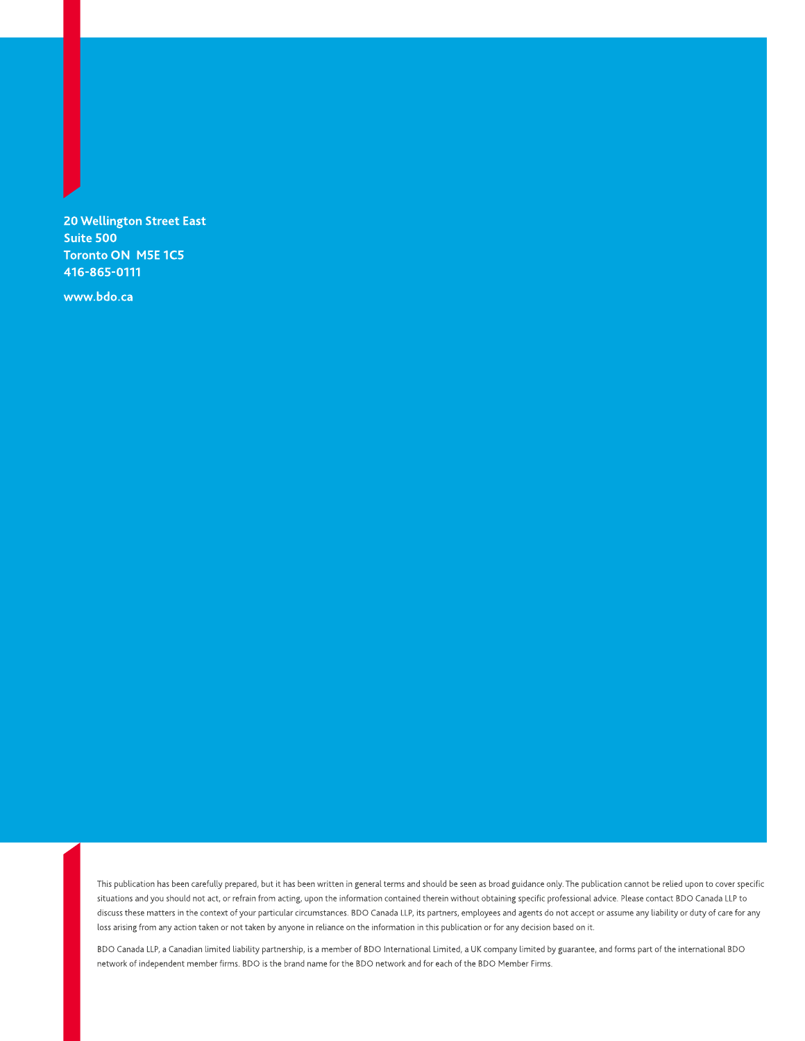**20 Wellington Street East**
**Suite 500**
**Toronto ON M5E 1C5**
**416-865-0111**

**www.bdo.ca**

This publication has been carefully prepared, but it has been written in general terms and should be seen as broad guidance only. The publication cannot be relied upon to cover specific situations and you should not act, or refrain from acting, upon the information contained therein without obtaining specific professional advice. Please contact BDO Canada LLP to discuss these matters in the context of your particular circumstances. BDO Canada LLP, its partners, employees and agents do not accept or assume any liability or duty of care for any loss arising from any action taken or not taken by anyone in reliance on the information in this publication or for any decision based on it.

BDO Canada LLP, a Canadian limited liability partnership, is a member of BDO International Limited, a UK company limited by guarantee, and forms part of the international BDO network of independent member firms. BDO is the brand name for the BDO network and for each of the BDO Member Firms.